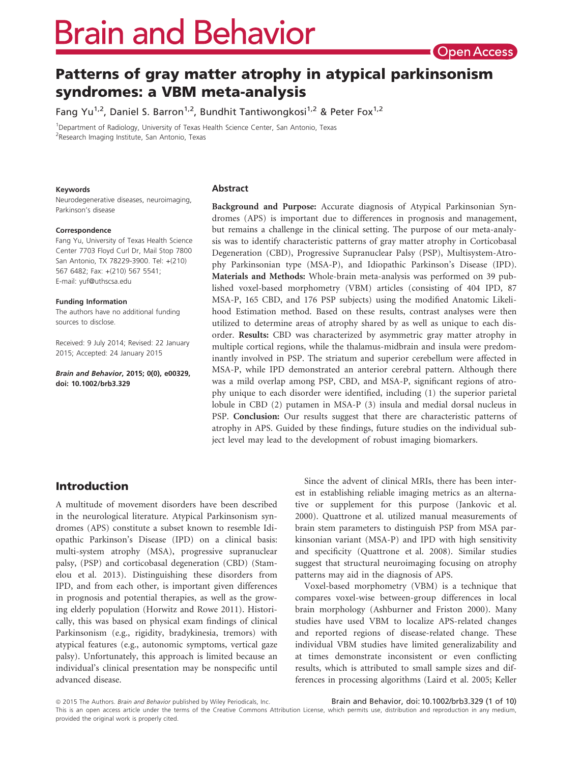# Patterns of gray matter atrophy in atypical parkinsonism syndromes: a VBM meta-analysis

Fang Yu[1,2], Daniel S. Barron[1,2], Bundhit Tantiwongkosi[1,2] & Peter Fox[1,2]

[1]Department of Radiology, University of Texas Health Science Center, San Antonio, Texas
[2]Research Imaging Institute, San Antonio, Texas

**Keywords**
Neurodegenerative diseases, neuroimaging, Parkinson's disease

**Correspondence**
Fang Yu, University of Texas Health Science Center 7703 Floyd Curl Dr, Mail Stop 7800 San Antonio, TX 78229-3900. Tel: +(210) 567 6482; Fax: +(210) 567 5541; E-mail: yuf@uthscsa.edu

**Funding Information**
The authors have no additional funding sources to disclose.

Received: 9 July 2014; Revised: 22 January 2015; Accepted: 24 January 2015

*Brain and Behavior*, 2015; 0(0), e00329, doi: 10.1002/brb3.329

## Abstract

**Background and Purpose:** Accurate diagnosis of Atypical Parkinsonian Syndromes (APS) is important due to differences in prognosis and management, but remains a challenge in the clinical setting. The purpose of our meta-analysis was to identify characteristic patterns of gray matter atrophy in Corticobasal Degeneration (CBD), Progressive Supranuclear Palsy (PSP), Multisystem-Atrophy Parkinsonian type (MSA-P), and Idiopathic Parkinson's Disease (IPD). **Materials and Methods:** Whole-brain meta-analysis was performed on 39 published voxel-based morphometry (VBM) articles (consisting of 404 IPD, 87 MSA-P, 165 CBD, and 176 PSP subjects) using the modified Anatomic Likelihood Estimation method. Based on these results, contrast analyses were then utilized to determine areas of atrophy shared by as well as unique to each disorder. **Results:** CBD was characterized by asymmetric gray matter atrophy in multiple cortical regions, while the thalamus-midbrain and insula were predominantly involved in PSP. The striatum and superior cerebellum were affected in MSA-P, while IPD demonstrated an anterior cerebral pattern. Although there was a mild overlap among PSP, CBD, and MSA-P, significant regions of atrophy unique to each disorder were identified, including (1) the superior parietal lobule in CBD (2) putamen in MSA-P (3) insula and medial dorsal nucleus in PSP. **Conclusion:** Our results suggest that there are characteristic patterns of atrophy in APS. Guided by these findings, future studies on the individual subject level may lead to the development of robust imaging biomarkers.

## Introduction

A multitude of movement disorders have been described in the neurological literature. Atypical Parkinsonism syndromes (APS) constitute a subset known to resemble Idiopathic Parkinson's Disease (IPD) on a clinical basis: multi-system atrophy (MSA), progressive supranuclear palsy, (PSP) and corticobasal degeneration (CBD) (Stamelou et al. 2013). Distinguishing these disorders from IPD, and from each other, is important given differences in prognosis and potential therapies, as well as the growing elderly population (Horwitz and Rowe 2011). Historically, this was based on physical exam findings of clinical Parkinsonism (e.g., rigidity, bradykinesia, tremors) with atypical features (e.g., autonomic symptoms, vertical gaze palsy). Unfortunately, this approach is limited because an individual's clinical presentation may be nonspecific until advanced disease.

Since the advent of clinical MRIs, there has been interest in establishing reliable imaging metrics as an alternative or supplement for this purpose (Jankovic et al. 2000). Quattrone et al. utilized manual measurements of brain stem parameters to distinguish PSP from MSA parkinsonian variant (MSA-P) and IPD with high sensitivity and specificity (Quattrone et al. 2008). Similar studies suggest that structural neuroimaging focusing on atrophy patterns may aid in the diagnosis of APS.

Voxel-based morphometry (VBM) is a technique that compares voxel-wise between-group differences in local brain morphology (Ashburner and Friston 2000). Many studies have used VBM to localize APS-related changes and reported regions of disease-related change. These individual VBM studies have limited generalizability and at times demonstrate inconsistent or even conflicting results, which is attributed to small sample sizes and differences in processing algorithms (Laird et al. 2005; Keller

© 2015 The Authors. *Brain and Behavior* published by Wiley Periodicals, Inc.
This is an open access article under the terms of the Creative Commons Attribution License, which permits use, distribution and reproduction in any medium, provided the original work is properly cited.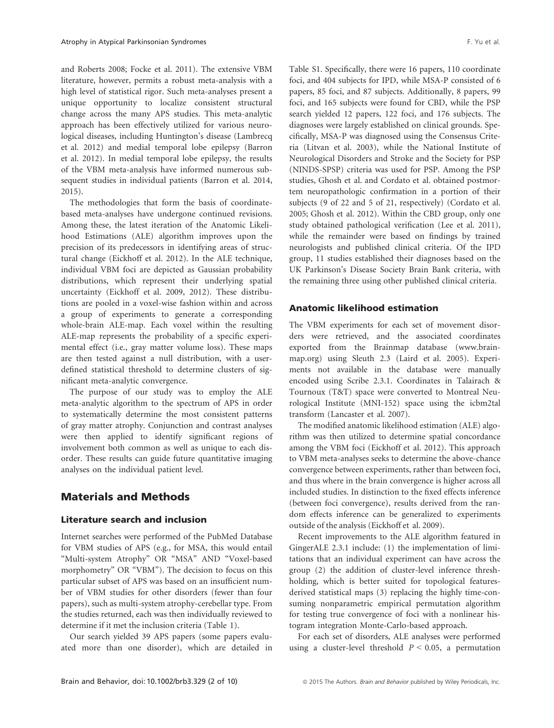and Roberts 2008; Focke et al. 2011). The extensive VBM literature, however, permits a robust meta-analysis with a high level of statistical rigor. Such meta-analyses present a unique opportunity to localize consistent structural change across the many APS studies. This meta-analytic approach has been effectively utilized for various neurological diseases, including Huntington's disease (Lambrecq et al. 2012) and medial temporal lobe epilepsy (Barron et al. 2012). In medial temporal lobe epilepsy, the results of the VBM meta-analysis have informed numerous subsequent studies in individual patients (Barron et al. 2014, 2015).

The methodologies that form the basis of coordinate-based meta-analyses have undergone continued revisions. Among these, the latest iteration of the Anatomic Likelihood Estimations (ALE) algorithm improves upon the precision of its predecessors in identifying areas of structural change (Eickhoff et al. 2012). In the ALE technique, individual VBM foci are depicted as Gaussian probability distributions, which represent their underlying spatial uncertainty (Eickhoff et al. 2009, 2012). These distributions are pooled in a voxel-wise fashion within and across a group of experiments to generate a corresponding whole-brain ALE-map. Each voxel within the resulting ALE-map represents the probability of a specific experimental effect (i.e., gray matter volume loss). These maps are then tested against a null distribution, with a user-defined statistical threshold to determine clusters of significant meta-analytic convergence.

The purpose of our study was to employ the ALE meta-analytic algorithm to the spectrum of APS in order to systematically determine the most consistent patterns of gray matter atrophy. Conjunction and contrast analyses were then applied to identify significant regions of involvement both common as well as unique to each disorder. These results can guide future quantitative imaging analyses on the individual patient level.

## Materials and Methods

### Literature search and inclusion

Internet searches were performed of the PubMed Database for VBM studies of APS (e.g., for MSA, this would entail "Multi-system Atrophy" OR "MSA" AND "Voxel-based morphometry" OR "VBM"). The decision to focus on this particular subset of APS was based on an insufficient number of VBM studies for other disorders (fewer than four papers), such as multi-system atrophy-cerebellar type. From the studies returned, each was then individually reviewed to determine if it met the inclusion criteria (Table 1).

Our search yielded 39 APS papers (some papers evaluated more than one disorder), which are detailed in Table S1. Specifically, there were 16 papers, 110 coordinate foci, and 404 subjects for IPD, while MSA-P consisted of 6 papers, 85 foci, and 87 subjects. Additionally, 8 papers, 99 foci, and 165 subjects were found for CBD, while the PSP search yielded 12 papers, 122 foci, and 176 subjects. The diagnoses were largely established on clinical grounds. Specifically, MSA-P was diagnosed using the Consensus Criteria (Litvan et al. 2003), while the National Institute of Neurological Disorders and Stroke and the Society for PSP (NINDS-SPSP) criteria was used for PSP. Among the PSP studies, Ghosh et al. and Cordato et al. obtained postmortem neuropathologic confirmation in a portion of their subjects (9 of 22 and 5 of 21, respectively) (Cordato et al. 2005; Ghosh et al. 2012). Within the CBD group, only one study obtained pathological verification (Lee et al. 2011), while the remainder were based on findings by trained neurologists and published clinical criteria. Of the IPD group, 11 studies established their diagnoses based on the UK Parkinson's Disease Society Brain Bank criteria, with the remaining three using other published clinical criteria.

### Anatomic likelihood estimation

The VBM experiments for each set of movement disorders were retrieved, and the associated coordinates exported from the Brainmap database (www.brainmap.org) using Sleuth 2.3 (Laird et al. 2005). Experiments not available in the database were manually encoded using Scribe 2.3.1. Coordinates in Talairach & Tournoux (T&T) space were converted to Montreal Neurological Institute (MNI-152) space using the icbm2tal transform (Lancaster et al. 2007).

The modified anatomic likelihood estimation (ALE) algorithm was then utilized to determine spatial concordance among the VBM foci (Eickhoff et al. 2012). This approach to VBM meta-analyses seeks to determine the above-chance convergence between experiments, rather than between foci, and thus where in the brain convergence is higher across all included studies. In distinction to the fixed effects inference (between foci convergence), results derived from the random effects inference can be generalized to experiments outside of the analysis (Eickhoff et al. 2009).

Recent improvements to the ALE algorithm featured in GingerALE 2.3.1 include: (1) the implementation of limitations that an individual experiment can have across the group (2) the addition of cluster-level inference threshholding, which is better suited for topological features-derived statistical maps (3) replacing the highly time-consuming nonparametric empirical permutation algorithm for testing true convergence of foci with a nonlinear histogram integration Monte-Carlo-based approach.

For each set of disorders, ALE analyses were performed using a cluster-level threshold $P < 0.05$, a permutation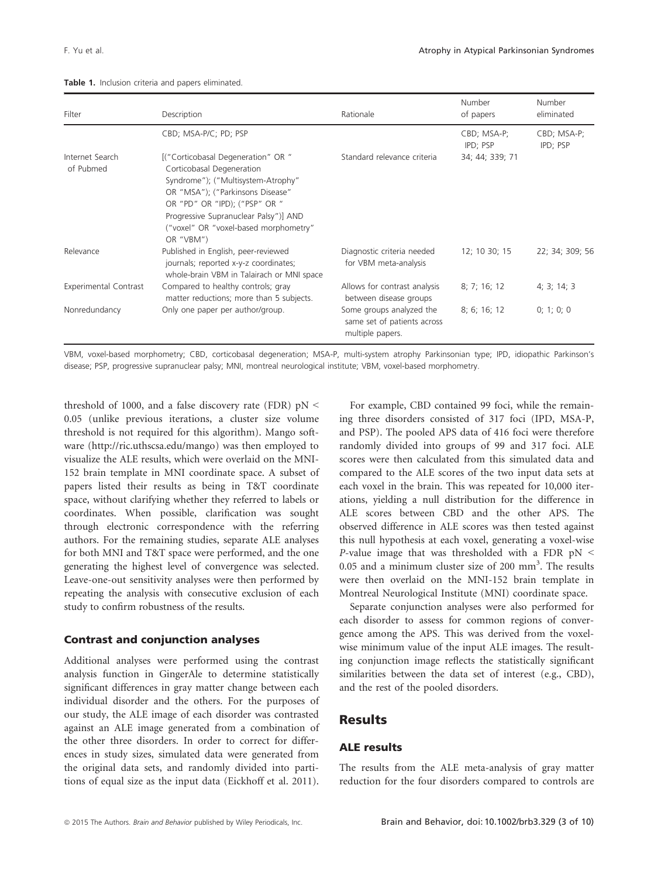**Table 1.** Inclusion criteria and papers eliminated.

| Filter | Description | Rationale | Number of papers | Number eliminated |
|---|---|---|---|---|
| | CBD; MSA-P/C; PD; PSP | | CBD; MSA-P; IPD; PSP | CBD; MSA-P; IPD; PSP |
| Internet Search of Pubmed | [("Corticobasal Degeneration" OR " Corticobasal Degeneration Syndrome"); ("Multisystem-Atrophy" OR "MSA"); ("Parkinsons Disease" OR "PD" OR "IPD); ("PSP" OR " Progressive Supranuclear Palsy")] AND ("voxel" OR "voxel-based morphometry" OR "VBM") | Standard relevance criteria | 34; 44; 339; 71 | |
| Relevance | Published in English, peer-reviewed journals; reported x-y-z coordinates; whole-brain VBM in Talairach or MNI space | Diagnostic criteria needed for VBM meta-analysis | 12; 10 30; 15 | 22; 34; 309; 56 |
| Experimental Contrast | Compared to healthy controls; gray matter reductions; more than 5 subjects. | Allows for contrast analysis between disease groups | 8; 7; 16; 12 | 4; 3; 14; 3 |
| Nonredundancy | Only one paper per author/group. | Some groups analyzed the same set of patients across multiple papers. | 8; 6; 16; 12 | 0; 1; 0; 0 |

VBM, voxel-based morphometry; CBD, corticobasal degeneration; MSA-P, multi-system atrophy Parkinsonian type; IPD, idiopathic Parkinson's disease; PSP, progressive supranuclear palsy; MNI, montreal neurological institute; VBM, voxel-based morphometry.

threshold of 1000, and a false discovery rate (FDR) $pN < 0.05$ (unlike previous iterations, a cluster size volume threshold is not required for this algorithm). Mango software (http://ric.uthscsa.edu/mango) was then employed to visualize the ALE results, which were overlaid on the MNI-152 brain template in MNI coordinate space. A subset of papers listed their results as being in T&T coordinate space, without clarifying whether they referred to labels or coordinates. When possible, clarification was sought through electronic correspondence with the referring authors. For the remaining studies, separate ALE analyses for both MNI and T&T space were performed, and the one generating the highest level of convergence was selected. Leave-one-out sensitivity analyses were then performed by repeating the analysis with consecutive exclusion of each study to confirm robustness of the results.

### Contrast and conjunction analyses

Additional analyses were performed using the contrast analysis function in GingerAle to determine statistically significant differences in gray matter change between each individual disorder and the others. For the purposes of our study, the ALE image of each disorder was contrasted against an ALE image generated from a combination of the other three disorders. In order to correct for differences in study sizes, simulated data were generated from the original data sets, and randomly divided into partitions of equal size as the input data (Eickhoff et al. 2011).

For example, CBD contained 99 foci, while the remaining three disorders consisted of 317 foci (IPD, MSA-P, and PSP). The pooled APS data of 416 foci were therefore randomly divided into groups of 99 and 317 foci. ALE scores were then calculated from this simulated data and compared to the ALE scores of the two input data sets at each voxel in the brain. This was repeated for 10,000 iterations, yielding a null distribution for the difference in ALE scores between CBD and the other APS. The observed difference in ALE scores was then tested against this null hypothesis at each voxel, generating a voxel-wise *P*-value image that was thresholded with a FDR $pN < 0.05$ and a minimum cluster size of 200 $mm^3$. The results were then overlaid on the MNI-152 brain template in Montreal Neurological Institute (MNI) coordinate space.

Separate conjunction analyses were also performed for each disorder to assess for common regions of convergence among the APS. This was derived from the voxel-wise minimum value of the input ALE images. The resulting conjunction image reflects the statistically significant similarities between the data set of interest (e.g., CBD), and the rest of the pooled disorders.

## Results

### ALE results

The results from the ALE meta-analysis of gray matter reduction for the four disorders compared to controls are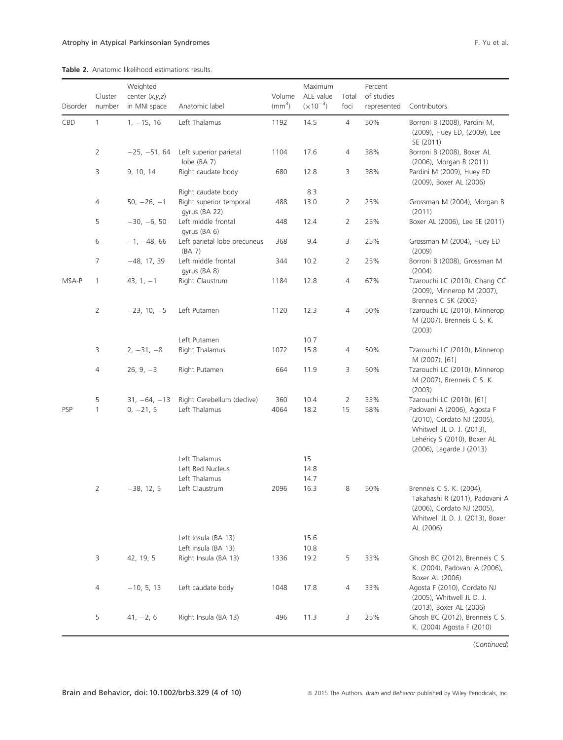**Table 2.** Anatomic likelihood estimations results.

| Disorder | Cluster number | Weighted center (x,y,z) in MNI space | Anatomic label | Volume ($mm^3$) | Maximum ALE value ($\times 10^{-3}$) | Total foci | Percent of studies represented | Contributors |
|---|---|---|---|---|---|---|---|---|
| CBD | 1 | 1, −15, 16 | Left Thalamus | 1192 | 14.5 | 4 | 50% | Borroni B (2008), Pardini M, (2009), Huey ED, (2009), Lee SE (2011) |
| | 2 | −25, −51, 64 | Left superior parietal lobe (BA 7) | 1104 | 17.6 | 4 | 38% | Borroni B (2008), Boxer AL (2006), Morgan B (2011) |
| | 3 | 9, 10, 14 | Right caudate body | 680 | 12.8 | 3 | 38% | Pardini M (2009), Huey ED (2009), Boxer AL (2006) |
| | | | Right caudate body | | 8.3 | | | |
| | 4 | 50, −26, −1 | Right superior temporal gyrus (BA 22) | 488 | 13.0 | 2 | 25% | Grossman M (2004), Morgan B (2011) |
| | 5 | −30, −6, 50 | Left middle frontal gyrus (BA 6) | 448 | 12.4 | 2 | 25% | Boxer AL (2006), Lee SE (2011) |
| | 6 | −1, −48, 66 | Left parietal lobe precuneus (BA 7) | 368 | 9.4 | 3 | 25% | Grossman M (2004), Huey ED (2009) |
| | 7 | −48, 17, 39 | Left middle frontal gyrus (BA 8) | 344 | 10.2 | 2 | 25% | Borroni B (2008), Grossman M (2004) |
| MSA-P | 1 | 43, 1, −1 | Right Claustrum | 1184 | 12.8 | 4 | 67% | Tzarouchi LC (2010), Chang CC (2009), Minnerop M (2007), Brenneis C SK (2003) |
| | 2 | −23, 10, −5 | Left Putamen | 1120 | 12.3 | 4 | 50% | Tzarouchi LC (2010), Minnerop M (2007), Brenneis C S. K. (2003) |
| | | | Left Putamen | | 10.7 | | | |
| | 3 | 2, −31, −8 | Right Thalamus | 1072 | 15.8 | 4 | 50% | Tzarouchi LC (2010), Minnerop M (2007), [61] |
| | 4 | 26, 9, −3 | Right Putamen | 664 | 11.9 | 3 | 50% | Tzarouchi LC (2010), Minnerop M (2007), Brenneis C S. K. (2003) |
| | 5 | 31, −64, −13 | Right Cerebellum (declive) | 360 | 10.4 | 2 | 33% | Tzarouchi LC (2010), [61] |
| PSP | 1 | 0, −21, 5 | Left Thalamus | 4064 | 18.2 | 15 | 58% | Padovani A (2006), Agosta F (2010), Cordato NJ (2005), Whitwell JL D. J. (2013), Lehéricy S (2010), Boxer AL (2006), Lagarde J (2013) |
| | | | Left Thalamus | | 15 | | | |
| | | | Left Red Nucleus | | 14.8 | | | |
| | | | Left Thalamus | | 14.7 | | | |
| | 2 | −38, 12, 5 | Left Claustrum | 2096 | 16.3 | 8 | 50% | Brenneis C S. K. (2004), Takahashi R (2011), Padovani A (2006), Cordato NJ (2005), Whitwell JL D. J. (2013), Boxer AL (2006) |
| | | | Left Insula (BA 13) | | 15.6 | | | |
| | | | Left insula (BA 13) | | 10.8 | | | |
| | 3 | 42, 19, 5 | Right Insula (BA 13) | 1336 | 19.2 | 5 | 33% | Ghosh BC (2012), Brenneis C S. K. (2004), Padovani A (2006), Boxer AL (2006) |
| | 4 | −10, 5, 13 | Left caudate body | 1048 | 17.8 | 4 | 33% | Agosta F (2010), Cordato NJ (2005), Whitwell JL D. J. (2013), Boxer AL (2006) |
| | 5 | 41, −2, 6 | Right Insula (BA 13) | 496 | 11.3 | 3 | 25% | Ghosh BC (2012), Brenneis C S. K. (2004) Agosta F (2010) |

(*Continued*)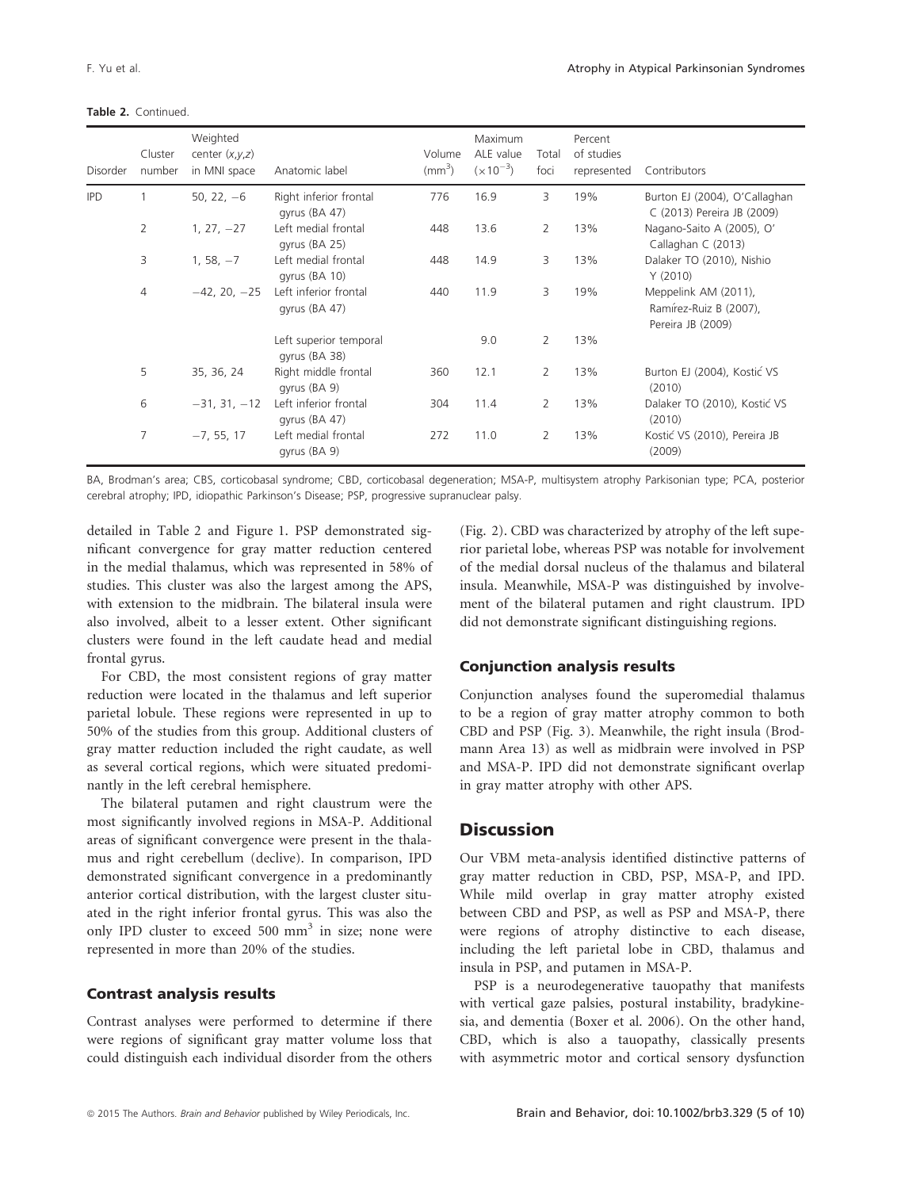**Table 2.** Continued.

| Disorder | Cluster number | Weighted center (x,y,z) in MNI space | Anatomic label | Volume (mm$^3$) | Maximum ALE value ($\times10^{-3}$) | Total foci | Percent of studies represented | Contributors |
|---|---|---|---|---|---|---|---|---|
| IPD | 1 | 50, 22, −6 | Right inferior frontal gyrus (BA 47) | 776 | 16.9 | 3 | 19% | Burton EJ (2004), O'Callaghan C (2013) Pereira JB (2009) |
| | 2 | 1, 27, −27 | Left medial frontal gyrus (BA 25) | 448 | 13.6 | 2 | 13% | Nagano-Saito A (2005), O' Callaghan C (2013) |
| | 3 | 1, 58, −7 | Left medial frontal gyrus (BA 10) | 448 | 14.9 | 3 | 13% | Dalaker TO (2010), Nishio Y (2010) |
| | 4 | −42, 20, −25 | Left inferior frontal gyrus (BA 47) | 440 | 11.9 | 3 | 19% | Meppelink AM (2011), Ramírez-Ruiz B (2007), Pereira JB (2009) |
| | | | Left superior temporal gyrus (BA 38) | | 9.0 | 2 | 13% | |
| | 5 | 35, 36, 24 | Right middle frontal gyrus (BA 9) | 360 | 12.1 | 2 | 13% | Burton EJ (2004), Kostić VS (2010) |
| | 6 | −31, 31, −12 | Left inferior frontal gyrus (BA 47) | 304 | 11.4 | 2 | 13% | Dalaker TO (2010), Kostić VS (2010) |
| | 7 | −7, 55, 17 | Left medial frontal gyrus (BA 9) | 272 | 11.0 | 2 | 13% | Kostić VS (2010), Pereira JB (2009) |

BA, Brodman's area; CBS, corticobasal syndrome; CBD, corticobasal degeneration; MSA-P, multisystem atrophy Parkisonian type; PCA, posterior cerebral atrophy; IPD, idiopathic Parkinson's Disease; PSP, progressive supranuclear palsy.

detailed in Table 2 and Figure 1. PSP demonstrated significant convergence for gray matter reduction centered in the medial thalamus, which was represented in 58% of studies. This cluster was also the largest among the APS, with extension to the midbrain. The bilateral insula were also involved, albeit to a lesser extent. Other significant clusters were found in the left caudate head and medial frontal gyrus.

For CBD, the most consistent regions of gray matter reduction were located in the thalamus and left superior parietal lobule. These regions were represented in up to 50% of the studies from this group. Additional clusters of gray matter reduction included the right caudate, as well as several cortical regions, which were situated predominantly in the left cerebral hemisphere.

The bilateral putamen and right claustrum were the most significantly involved regions in MSA-P. Additional areas of significant convergence were present in the thalamus and right cerebellum (declive). In comparison, IPD demonstrated significant convergence in a predominantly anterior cortical distribution, with the largest cluster situated in the right inferior frontal gyrus. This was also the only IPD cluster to exceed 500 mm$^3$ in size; none were represented in more than 20% of the studies.

### Contrast analysis results

Contrast analyses were performed to determine if there were regions of significant gray matter volume loss that could distinguish each individual disorder from the others (Fig. 2). CBD was characterized by atrophy of the left superior parietal lobe, whereas PSP was notable for involvement of the medial dorsal nucleus of the thalamus and bilateral insula. Meanwhile, MSA-P was distinguished by involvement of the bilateral putamen and right claustrum. IPD did not demonstrate significant distinguishing regions.

### Conjunction analysis results

Conjunction analyses found the superomedial thalamus to be a region of gray matter atrophy common to both CBD and PSP (Fig. 3). Meanwhile, the right insula (Brodmann Area 13) as well as midbrain were involved in PSP and MSA-P. IPD did not demonstrate significant overlap in gray matter atrophy with other APS.

## Discussion

Our VBM meta-analysis identified distinctive patterns of gray matter reduction in CBD, PSP, MSA-P, and IPD. While mild overlap in gray matter atrophy existed between CBD and PSP, as well as PSP and MSA-P, there were regions of atrophy distinctive to each disease, including the left parietal lobe in CBD, thalamus and insula in PSP, and putamen in MSA-P.

PSP is a neurodegenerative tauopathy that manifests with vertical gaze palsies, postural instability, bradykinesia, and dementia (Boxer et al. 2006). On the other hand, CBD, which is also a tauopathy, classically presents with asymmetric motor and cortical sensory dysfunction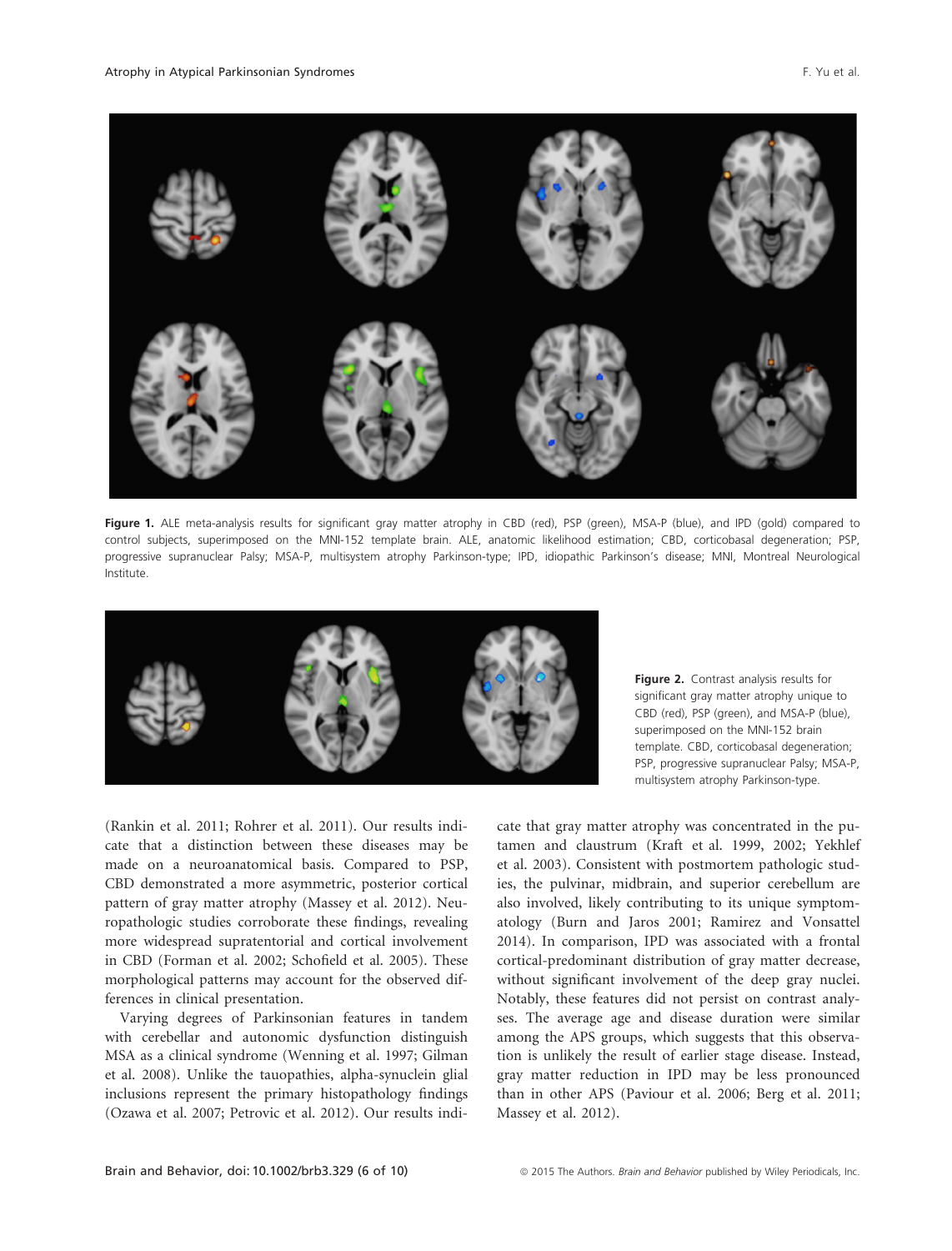**Figure 1.** ALE meta-analysis results for significant gray matter atrophy in CBD (red), PSP (green), MSA-P (blue), and IPD (gold) compared to control subjects, superimposed on the MNI-152 template brain. ALE, anatomic likelihood estimation; CBD, corticobasal degeneration; PSP, progressive supranuclear Palsy; MSA-P, multisystem atrophy Parkinson-type; IPD, idiopathic Parkinson's disease; MNI, Montreal Neurological Institute.

**Figure 2.** Contrast analysis results for significant gray matter atrophy unique to CBD (red), PSP (green), and MSA-P (blue), superimposed on the MNI-152 brain template. CBD, corticobasal degeneration; PSP, progressive supranuclear Palsy; MSA-P, multisystem atrophy Parkinson-type.

(Rankin et al. 2011; Rohrer et al. 2011). Our results indicate that a distinction between these diseases may be made on a neuroanatomical basis. Compared to PSP, CBD demonstrated a more asymmetric, posterior cortical pattern of gray matter atrophy (Massey et al. 2012). Neuropathologic studies corroborate these findings, revealing more widespread supratentorial and cortical involvement in CBD (Forman et al. 2002; Schofield et al. 2005). These morphological patterns may account for the observed differences in clinical presentation.

Varying degrees of Parkinsonian features in tandem with cerebellar and autonomic dysfunction distinguish MSA as a clinical syndrome (Wenning et al. 1997; Gilman et al. 2008). Unlike the tauopathies, alpha-synuclein glial inclusions represent the primary histopathology findings (Ozawa et al. 2007; Petrovic et al. 2012). Our results indicate that gray matter atrophy was concentrated in the putamen and claustrum (Kraft et al. 1999, 2002; Yekhlef et al. 2003). Consistent with postmortem pathologic studies, the pulvinar, midbrain, and superior cerebellum are also involved, likely contributing to its unique symptomatology (Burn and Jaros 2001; Ramirez and Vonsattel 2014). In comparison, IPD was associated with a frontal cortical-predominant distribution of gray matter decrease, without significant involvement of the deep gray nuclei. Notably, these features did not persist on contrast analyses. The average age and disease duration were similar among the APS groups, which suggests that this observation is unlikely the result of earlier stage disease. Instead, gray matter reduction in IPD may be less pronounced than in other APS (Paviour et al. 2006; Berg et al. 2011; Massey et al. 2012).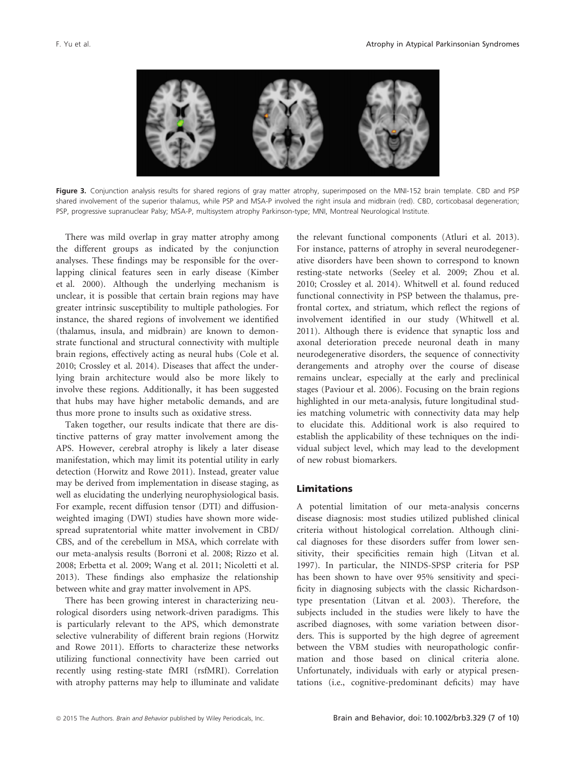**Figure 3.** Conjunction analysis results for shared regions of gray matter atrophy, superimposed on the MNI-152 brain template. CBD and PSP shared involvement of the superior thalamus, while PSP and MSA-P involved the right insula and midbrain (red). CBD, corticobasal degeneration; PSP, progressive supranuclear Palsy; MSA-P, multisystem atrophy Parkinson-type; MNI, Montreal Neurological Institute.

There was mild overlap in gray matter atrophy among the different groups as indicated by the conjunction analyses. These findings may be responsible for the overlapping clinical features seen in early disease (Kimber et al. 2000). Although the underlying mechanism is unclear, it is possible that certain brain regions may have greater intrinsic susceptibility to multiple pathologies. For instance, the shared regions of involvement we identified (thalamus, insula, and midbrain) are known to demonstrate functional and structural connectivity with multiple brain regions, effectively acting as neural hubs (Cole et al. 2010; Crossley et al. 2014). Diseases that affect the underlying brain architecture would also be more likely to involve these regions. Additionally, it has been suggested that hubs may have higher metabolic demands, and are thus more prone to insults such as oxidative stress.

Taken together, our results indicate that there are distinctive patterns of gray matter involvement among the APS. However, cerebral atrophy is likely a later disease manifestation, which may limit its potential utility in early detection (Horwitz and Rowe 2011). Instead, greater value may be derived from implementation in disease staging, as well as elucidating the underlying neurophysiological basis. For example, recent diffusion tensor (DTI) and diffusion-weighted imaging (DWI) studies have shown more widespread supratentorial white matter involvement in CBD/CBS, and of the cerebellum in MSA, which correlate with our meta-analysis results (Borroni et al. 2008; Rizzo et al. 2008; Erbetta et al. 2009; Wang et al. 2011; Nicoletti et al. 2013). These findings also emphasize the relationship between white and gray matter involvement in APS.

There has been growing interest in characterizing neurological disorders using network-driven paradigms. This is particularly relevant to the APS, which demonstrate selective vulnerability of different brain regions (Horwitz and Rowe 2011). Efforts to characterize these networks utilizing functional connectivity have been carried out recently using resting-state fMRI (rsfMRI). Correlation with atrophy patterns may help to illuminate and validate the relevant functional components (Atluri et al. 2013). For instance, patterns of atrophy in several neurodegenerative disorders have been shown to correspond to known resting-state networks (Seeley et al. 2009; Zhou et al. 2010; Crossley et al. 2014). Whitwell et al. found reduced functional connectivity in PSP between the thalamus, prefrontal cortex, and striatum, which reflect the regions of involvement identified in our study (Whitwell et al. 2011). Although there is evidence that synaptic loss and axonal deterioration precede neuronal death in many neurodegenerative disorders, the sequence of connectivity derangements and atrophy over the course of disease remains unclear, especially at the early and preclinical stages (Paviour et al. 2006). Focusing on the brain regions highlighted in our meta-analysis, future longitudinal studies matching volumetric with connectivity data may help to elucidate this. Additional work is also required to establish the applicability of these techniques on the individual subject level, which may lead to the development of new robust biomarkers.

## Limitations

A potential limitation of our meta-analysis concerns disease diagnosis: most studies utilized published clinical criteria without histological correlation. Although clinical diagnoses for these disorders suffer from lower sensitivity, their specificities remain high (Litvan et al. 1997). In particular, the NINDS-SPSP criteria for PSP has been shown to have over 95% sensitivity and specificity in diagnosing subjects with the classic Richardson-type presentation (Litvan et al. 2003). Therefore, the subjects included in the studies were likely to have the ascribed diagnoses, with some variation between disorders. This is supported by the high degree of agreement between the VBM studies with neuropathologic confirmation and those based on clinical criteria alone. Unfortunately, individuals with early or atypical presentations (i.e., cognitive-predominant deficits) may have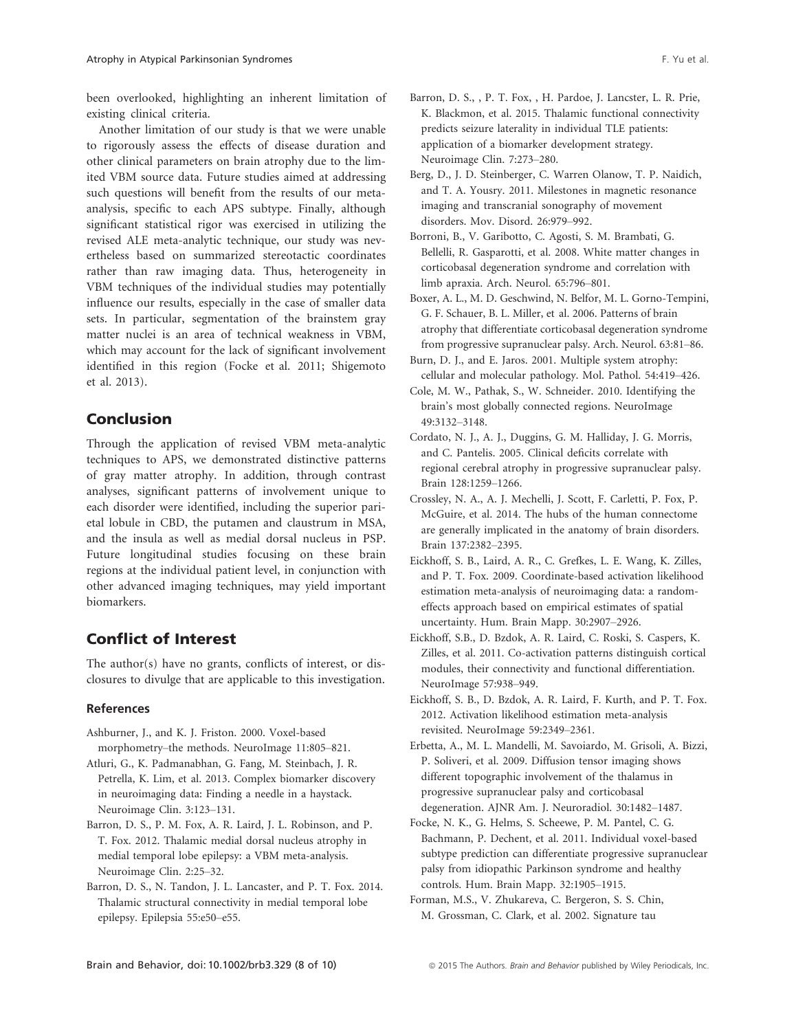been overlooked, highlighting an inherent limitation of existing clinical criteria.

Another limitation of our study is that we were unable to rigorously assess the effects of disease duration and other clinical parameters on brain atrophy due to the limited VBM source data. Future studies aimed at addressing such questions will benefit from the results of our meta-analysis, specific to each APS subtype. Finally, although significant statistical rigor was exercised in utilizing the revised ALE meta-analytic technique, our study was nevertheless based on summarized stereotactic coordinates rather than raw imaging data. Thus, heterogeneity in VBM techniques of the individual studies may potentially influence our results, especially in the case of smaller data sets. In particular, segmentation of the brainstem gray matter nuclei is an area of technical weakness in VBM, which may account for the lack of significant involvement identified in this region (Focke et al. 2011; Shigemoto et al. 2013).

## Conclusion

Through the application of revised VBM meta-analytic techniques to APS, we demonstrated distinctive patterns of gray matter atrophy. In addition, through contrast analyses, significant patterns of involvement unique to each disorder were identified, including the superior parietal lobule in CBD, the putamen and claustrum in MSA, and the insula as well as medial dorsal nucleus in PSP. Future longitudinal studies focusing on these brain regions at the individual patient level, in conjunction with other advanced imaging techniques, may yield important biomarkers.

## Conflict of Interest

The author(s) have no grants, conflicts of interest, or disclosures to divulge that are applicable to this investigation.

### References

Ashburner, J., and K. J. Friston. 2000. Voxel-based morphometry–the methods. NeuroImage 11:805–821.

Atluri, G., K. Padmanabhan, G. Fang, M. Steinbach, J. R. Petrella, K. Lim, et al. 2013. Complex biomarker discovery in neuroimaging data: Finding a needle in a haystack. Neuroimage Clin. 3:123–131.

Barron, D. S., P. M. Fox, A. R. Laird, J. L. Robinson, and P. T. Fox. 2012. Thalamic medial dorsal nucleus atrophy in medial temporal lobe epilepsy: a VBM meta-analysis. Neuroimage Clin. 2:25–32.

Barron, D. S., N. Tandon, J. L. Lancaster, and P. T. Fox. 2014. Thalamic structural connectivity in medial temporal lobe epilepsy. Epilepsia 55:e50–e55.

Barron, D. S., , P. T. Fox, , H. Pardoe, J. Lancster, L. R. Prie, K. Blackmon, et al. 2015. Thalamic functional connectivity predicts seizure laterality in individual TLE patients: application of a biomarker development strategy. Neuroimage Clin. 7:273–280.

Berg, D., J. D. Steinberger, C. Warren Olanow, T. P. Naidich, and T. A. Yousry. 2011. Milestones in magnetic resonance imaging and transcranial sonography of movement disorders. Mov. Disord. 26:979–992.

Borroni, B., V. Garibotto, C. Agosti, S. M. Brambati, G. Bellelli, R. Gasparotti, et al. 2008. White matter changes in corticobasal degeneration syndrome and correlation with limb apraxia. Arch. Neurol. 65:796–801.

Boxer, A. L., M. D. Geschwind, N. Belfor, M. L. Gorno-Tempini, G. F. Schauer, B. L. Miller, et al. 2006. Patterns of brain atrophy that differentiate corticobasal degeneration syndrome from progressive supranuclear palsy. Arch. Neurol. 63:81–86.

Burn, D. J., and E. Jaros. 2001. Multiple system atrophy: cellular and molecular pathology. Mol. Pathol. 54:419–426.

Cole, M. W., Pathak, S., W. Schneider. 2010. Identifying the brain's most globally connected regions. NeuroImage 49:3132–3148.

Cordato, N. J., A. J., Duggins, G. M. Halliday, J. G. Morris, and C. Pantelis. 2005. Clinical deficits correlate with regional cerebral atrophy in progressive supranuclear palsy. Brain 128:1259–1266.

Crossley, N. A., A. J. Mechelli, J. Scott, F. Carletti, P. Fox, P. McGuire, et al. 2014. The hubs of the human connectome are generally implicated in the anatomy of brain disorders. Brain 137:2382–2395.

Eickhoff, S. B., Laird, A. R., C. Grefkes, L. E. Wang, K. Zilles, and P. T. Fox. 2009. Coordinate-based activation likelihood estimation meta-analysis of neuroimaging data: a random-effects approach based on empirical estimates of spatial uncertainty. Hum. Brain Mapp. 30:2907–2926.

Eickhoff, S.B., D. Bzdok, A. R. Laird, C. Roski, S. Caspers, K. Zilles, et al. 2011. Co-activation patterns distinguish cortical modules, their connectivity and functional differentiation. NeuroImage 57:938–949.

Eickhoff, S. B., D. Bzdok, A. R. Laird, F. Kurth, and P. T. Fox. 2012. Activation likelihood estimation meta-analysis revisited. NeuroImage 59:2349–2361.

Erbetta, A., M. L. Mandelli, M. Savoiardo, M. Grisoli, A. Bizzi, P. Soliveri, et al. 2009. Diffusion tensor imaging shows different topographic involvement of the thalamus in progressive supranuclear palsy and corticobasal degeneration. AJNR Am. J. Neuroradiol. 30:1482–1487.

Focke, N. K., G. Helms, S. Scheewe, P. M. Pantel, C. G. Bachmann, P. Dechent, et al. 2011. Individual voxel-based subtype prediction can differentiate progressive supranuclear palsy from idiopathic Parkinson syndrome and healthy controls. Hum. Brain Mapp. 32:1905–1915.

Forman, M.S., V. Zhukareva, C. Bergeron, S. S. Chin, M. Grossman, C. Clark, et al. 2002. Signature tau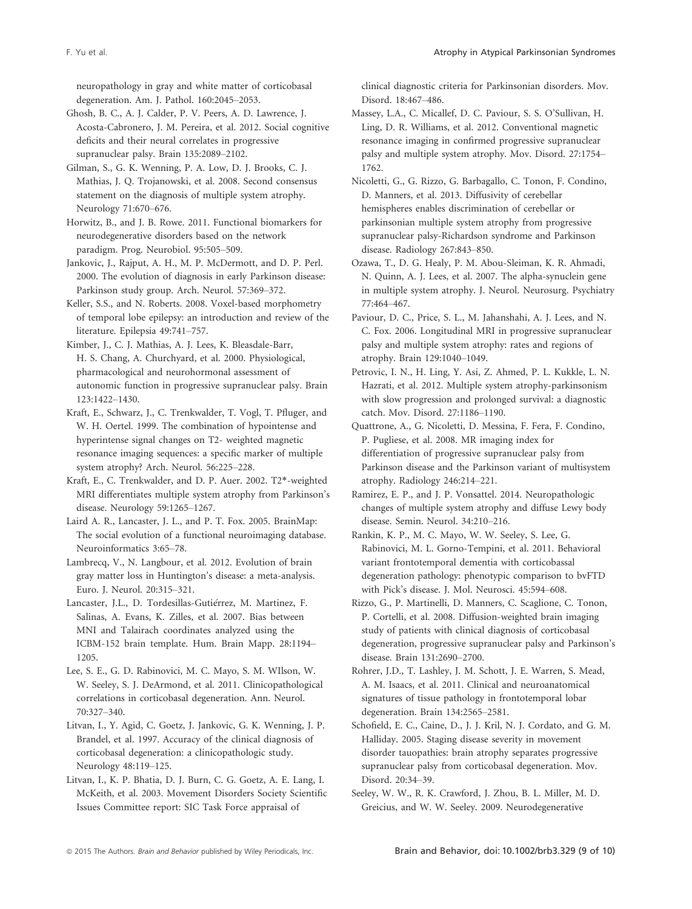neuropathology in gray and white matter of corticobasal degeneration. Am. J. Pathol. 160:2045–2053.

Ghosh, B. C., A. J. Calder, P. V. Peers, A. D. Lawrence, J. Acosta-Cabronero, J. M. Pereira, et al. 2012. Social cognitive deficits and their neural correlates in progressive supranuclear palsy. Brain 135:2089–2102.

Gilman, S., G. K. Wenning, P. A. Low, D. J. Brooks, C. J. Mathias, J. Q. Trojanowski, et al. 2008. Second consensus statement on the diagnosis of multiple system atrophy. Neurology 71:670–676.

Horwitz, B., and J. B. Rowe. 2011. Functional biomarkers for neurodegenerative disorders based on the network paradigm. Prog. Neurobiol. 95:505–509.

Jankovic, J., Rajput, A. H., M. P. McDermott, and D. P. Perl. 2000. The evolution of diagnosis in early Parkinson disease: Parkinson study group. Arch. Neurol. 57:369–372.

Keller, S.S., and N. Roberts. 2008. Voxel-based morphometry of temporal lobe epilepsy: an introduction and review of the literature. Epilepsia 49:741–757.

Kimber, J., C. J. Mathias, A. J. Lees, K. Bleasdale-Barr, H. S. Chang, A. Churchyard, et al. 2000. Physiological, pharmacological and neurohormonal assessment of autonomic function in progressive supranuclear palsy. Brain 123:1422–1430.

Kraft, E., Schwarz, J., C. Trenkwalder, T. Vogl, T. Pfluger, and W. H. Oertel. 1999. The combination of hypointense and hyperintense signal changes on T2- weighted magnetic resonance imaging sequences: a specific marker of multiple system atrophy? Arch. Neurol. 56:225–228.

Kraft, E., C. Trenkwalder, and D. P. Auer. 2002. T2*-weighted MRI differentiates multiple system atrophy from Parkinson's disease. Neurology 59:1265–1267.

Laird A. R., Lancaster, J. L., and P. T. Fox. 2005. BrainMap: The social evolution of a functional neuroimaging database. Neuroinformatics 3:65–78.

Lambrecq, V., N. Langbour, et al. 2012. Evolution of brain gray matter loss in Huntington's disease: a meta-analysis. Euro. J. Neurol. 20:315–321.

Lancaster, J.L., D. Tordesillas-Gutiérrez, M. Martinez, F. Salinas, A. Evans, K. Zilles, et al. 2007. Bias between MNI and Talairach coordinates analyzed using the ICBM-152 brain template. Hum. Brain Mapp. 28:1194–1205.

Lee, S. E., G. D. Rabinovici, M. C. Mayo, S. M. WIlson, W. W. Seeley, S. J. DeArmond, et al. 2011. Clinicopathological correlations in corticobasal degeneration. Ann. Neurol. 70:327–340.

Litvan, I., Y. Agid, C. Goetz, J. Jankovic, G. K. Wenning, J. P. Brandel, et al. 1997. Accuracy of the clinical diagnosis of corticobasal degeneration: a clinicopathologic study. Neurology 48:119–125.

Litvan, I., K. P. Bhatia, D. J. Burn, C. G. Goetz, A. E. Lang, I. McKeith, et al. 2003. Movement Disorders Society Scientific Issues Committee report: SIC Task Force appraisal of clinical diagnostic criteria for Parkinsonian disorders. Mov. Disord. 18:467–486.

Massey, L.A., C. Micallef, D. C. Paviour, S. S. O'Sullivan, H. Ling, D. R. Williams, et al. 2012. Conventional magnetic resonance imaging in confirmed progressive supranuclear palsy and multiple system atrophy. Mov. Disord. 27:1754–1762.

Nicoletti, G., G. Rizzo, G. Barbagallo, C. Tonon, F. Condino, D. Manners, et al. 2013. Diffusivity of cerebellar hemispheres enables discrimination of cerebellar or parkinsonian multiple system atrophy from progressive supranuclear palsy-Richardson syndrome and Parkinson disease. Radiology 267:843–850.

Ozawa, T., D. G. Healy, P. M. Abou-Sleiman, K. R. Ahmadi, N. Quinn, A. J. Lees, et al. 2007. The alpha-synuclein gene in multiple system atrophy. J. Neurol. Neurosurg. Psychiatry 77:464–467.

Paviour, D. C., Price, S. L., M. Jahanshahi, A. J. Lees, and N. C. Fox. 2006. Longitudinal MRI in progressive supranuclear palsy and multiple system atrophy: rates and regions of atrophy. Brain 129:1040–1049.

Petrovic, I. N., H. Ling, Y. Asi, Z. Ahmed, P. L. Kukkle, L. N. Hazrati, et al. 2012. Multiple system atrophy-parkinsonism with slow progression and prolonged survival: a diagnostic catch. Mov. Disord. 27:1186–1190.

Quattrone, A., G. Nicoletti, D. Messina, F. Fera, F. Condino, P. Pugliese, et al. 2008. MR imaging index for differentiation of progressive supranuclear palsy from Parkinson disease and the Parkinson variant of multisystem atrophy. Radiology 246:214–221.

Ramirez, E. P., and J. P. Vonsattel. 2014. Neuropathologic changes of multiple system atrophy and diffuse Lewy body disease. Semin. Neurol. 34:210–216.

Rankin, K. P., M. C. Mayo, W. W. Seeley, S. Lee, G. Rabinovici, M. L. Gorno-Tempini, et al. 2011. Behavioral variant frontotemporal dementia with corticobasal degeneration pathology: phenotypic comparison to bvFTD with Pick's disease. J. Mol. Neurosci. 45:594–608.

Rizzo, G., P. Martinelli, D. Manners, C. Scaglione, C. Tonon, P. Cortelli, et al. 2008. Diffusion-weighted brain imaging study of patients with clinical diagnosis of corticobasal degeneration, progressive supranuclear palsy and Parkinson's disease. Brain 131:2690–2700.

Rohrer, J.D., T. Lashley, J. M. Schott, J. E. Warren, S. Mead, A. M. Isaacs, et al. 2011. Clinical and neuroanatomical signatures of tissue pathology in frontotemporal lobar degeneration. Brain 134:2565–2581.

Schofield, E. C., Caine, D., J. J. Kril, N. J. Cordato, and G. M. Halliday. 2005. Staging disease severity in movement disorder tauopathies: brain atrophy separates progressive supranuclear palsy from corticobasal degeneration. Mov. Disord. 20:34–39.

Seeley, W. W., R. K. Crawford, J. Zhou, B. L. Miller, M. D. Greicius, and W. W. Seeley. 2009. Neurodegenerative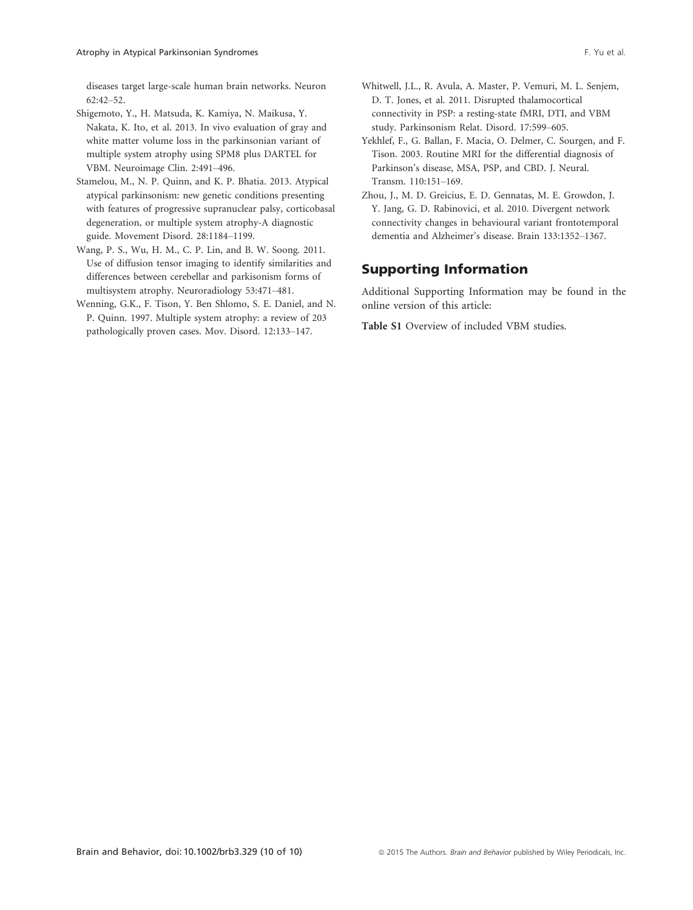diseases target large-scale human brain networks. Neuron 62:42–52.

Shigemoto, Y., H. Matsuda, K. Kamiya, N. Maikusa, Y. Nakata, K. Ito, et al. 2013. In vivo evaluation of gray and white matter volume loss in the parkinsonian variant of multiple system atrophy using SPM8 plus DARTEL for VBM. Neuroimage Clin. 2:491–496.

Stamelou, M., N. P. Quinn, and K. P. Bhatia. 2013. Atypical atypical parkinsonism: new genetic conditions presenting with features of progressive supranuclear palsy, corticobasal degeneration, or multiple system atrophy-A diagnostic guide. Movement Disord. 28:1184–1199.

Wang, P. S., Wu, H. M., C. P. Lin, and B. W. Soong. 2011. Use of diffusion tensor imaging to identify similarities and differences between cerebellar and parkisonism forms of multisystem atrophy. Neuroradiology 53:471–481.

Wenning, G.K., F. Tison, Y. Ben Shlomo, S. E. Daniel, and N. P. Quinn. 1997. Multiple system atrophy: a review of 203 pathologically proven cases. Mov. Disord. 12:133–147.

Whitwell, J.L., R. Avula, A. Master, P. Vemuri, M. L. Senjem, D. T. Jones, et al. 2011. Disrupted thalamocortical connectivity in PSP: a resting-state fMRI, DTI, and VBM study. Parkinsonism Relat. Disord. 17:599–605.

Yekhlef, F., G. Ballan, F. Macia, O. Delmer, C. Sourgen, and F. Tison. 2003. Routine MRI for the differential diagnosis of Parkinson's disease, MSA, PSP, and CBD. J. Neural. Transm. 110:151–169.

Zhou, J., M. D. Greicius, E. D. Gennatas, M. E. Growdon, J. Y. Jang, G. D. Rabinovici, et al. 2010. Divergent network connectivity changes in behavioural variant frontotemporal dementia and Alzheimer's disease. Brain 133:1352–1367.

## Supporting Information

Additional Supporting Information may be found in the online version of this article:

**Table S1** Overview of included VBM studies.